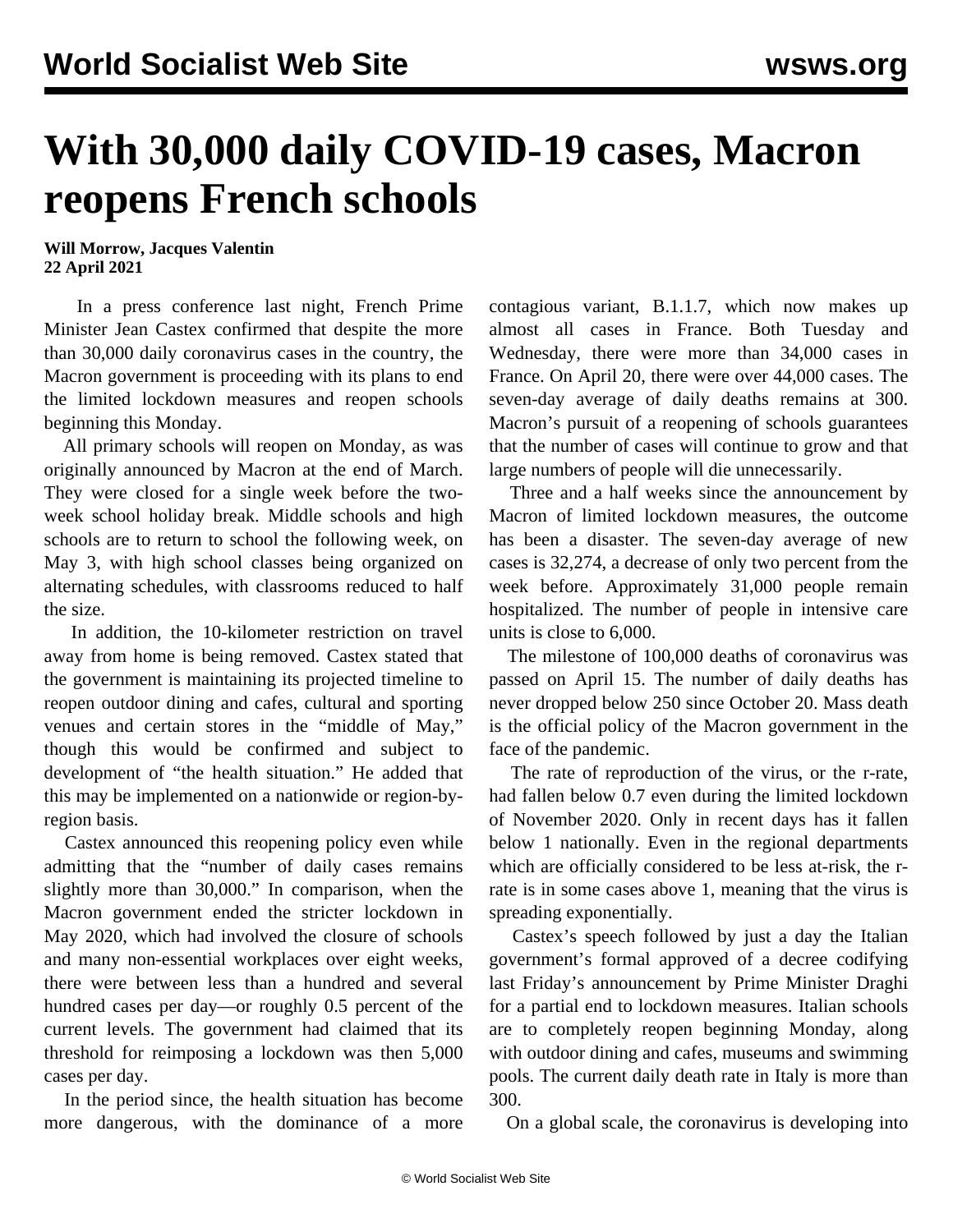# With 30,000 daily COVID-19 cases, Macron reopens French schools

**Will Morrow, Jacques Valentin**
**22 April 2021**

In a press conference last night, French Prime Minister Jean Castex confirmed that despite the more than 30,000 daily coronavirus cases in the country, the Macron government is proceeding with its plans to end the limited lockdown measures and reopen schools beginning this Monday.

All primary schools will reopen on Monday, as was originally announced by Macron at the end of March. They were closed for a single week before the two-week school holiday break. Middle schools and high schools are to return to school the following week, on May 3, with high school classes being organized on alternating schedules, with classrooms reduced to half the size.

In addition, the 10-kilometer restriction on travel away from home is being removed. Castex stated that the government is maintaining its projected timeline to reopen outdoor dining and cafes, cultural and sporting venues and certain stores in the "middle of May," though this would be confirmed and subject to development of "the health situation." He added that this may be implemented on a nationwide or region-by-region basis.

Castex announced this reopening policy even while admitting that the "number of daily cases remains slightly more than 30,000." In comparison, when the Macron government ended the stricter lockdown in May 2020, which had involved the closure of schools and many non-essential workplaces over eight weeks, there were between less than a hundred and several hundred cases per day—or roughly 0.5 percent of the current levels. The government had claimed that its threshold for reimposing a lockdown was then 5,000 cases per day.

In the period since, the health situation has become more dangerous, with the dominance of a more contagious variant, B.1.1.7, which now makes up almost all cases in France. Both Tuesday and Wednesday, there were more than 34,000 cases in France. On April 20, there were over 44,000 cases. The seven-day average of daily deaths remains at 300. Macron's pursuit of a reopening of schools guarantees that the number of cases will continue to grow and that large numbers of people will die unnecessarily.

Three and a half weeks since the announcement by Macron of limited lockdown measures, the outcome has been a disaster. The seven-day average of new cases is 32,274, a decrease of only two percent from the week before. Approximately 31,000 people remain hospitalized. The number of people in intensive care units is close to 6,000.

The milestone of 100,000 deaths of coronavirus was passed on April 15. The number of daily deaths has never dropped below 250 since October 20. Mass death is the official policy of the Macron government in the face of the pandemic.

The rate of reproduction of the virus, or the r-rate, had fallen below 0.7 even during the limited lockdown of November 2020. Only in recent days has it fallen below 1 nationally. Even in the regional departments which are officially considered to be less at-risk, the r-rate is in some cases above 1, meaning that the virus is spreading exponentially.

Castex's speech followed by just a day the Italian government's formal approved of a decree codifying last Friday's announcement by Prime Minister Draghi for a partial end to lockdown measures. Italian schools are to completely reopen beginning Monday, along with outdoor dining and cafes, museums and swimming pools. The current daily death rate in Italy is more than 300.

On a global scale, the coronavirus is developing into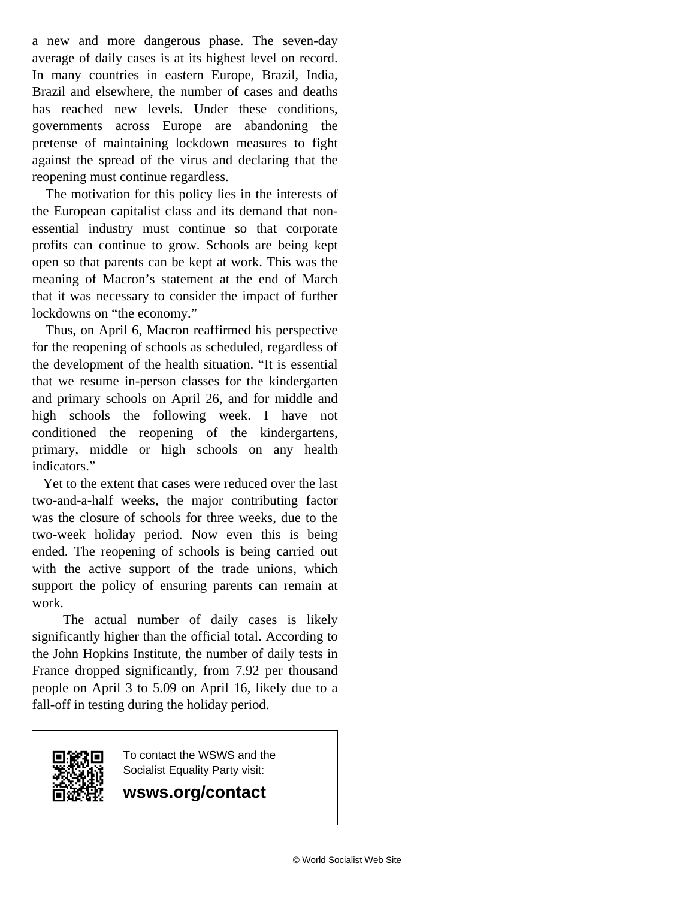a new and more dangerous phase. The seven-day average of daily cases is at its highest level on record. In many countries in eastern Europe, Brazil, India, Brazil and elsewhere, the number of cases and deaths has reached new levels. Under these conditions, governments across Europe are abandoning the pretense of maintaining lockdown measures to fight against the spread of the virus and declaring that the reopening must continue regardless.

The motivation for this policy lies in the interests of the European capitalist class and its demand that non-essential industry must continue so that corporate profits can continue to grow. Schools are being kept open so that parents can be kept at work. This was the meaning of Macron's statement at the end of March that it was necessary to consider the impact of further lockdowns on "the economy."

Thus, on April 6, Macron reaffirmed his perspective for the reopening of schools as scheduled, regardless of the development of the health situation. "It is essential that we resume in-person classes for the kindergarten and primary schools on April 26, and for middle and high schools the following week. I have not conditioned the reopening of the kindergartens, primary, middle or high schools on any health indicators."

Yet to the extent that cases were reduced over the last two-and-a-half weeks, the major contributing factor was the closure of schools for three weeks, due to the two-week holiday period. Now even this is being ended. The reopening of schools is being carried out with the active support of the trade unions, which support the policy of ensuring parents can remain at work.

The actual number of daily cases is likely significantly higher than the official total. According to the John Hopkins Institute, the number of daily tests in France dropped significantly, from 7.92 per thousand people on April 3 to 5.09 on April 16, likely due to a fall-off in testing during the holiday period.

To contact the WSWS and the Socialist Equality Party visit:

**wsws.org/contact**